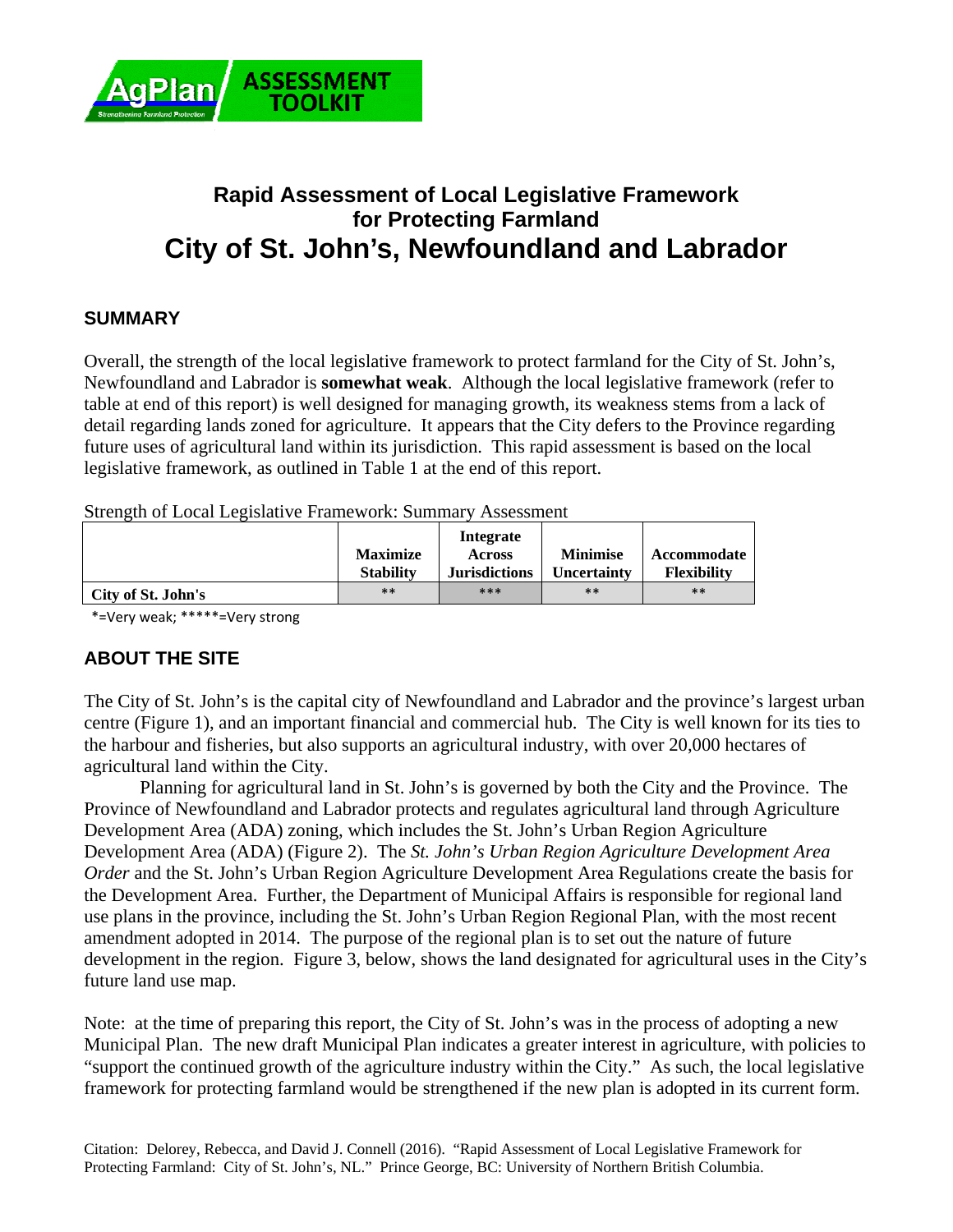AgPlan ASSESSMENT TOOLKIT

# Rapid Assessment of Local Legislative Framework for Protecting Farmland
# City of St. John's, Newfoundland and Labrador

## SUMMARY

Overall, the strength of the local legislative framework to protect farmland for the City of St. John's, Newfoundland and Labrador is **somewhat weak**. Although the local legislative framework (refer to table at end of this report) is well designed for managing growth, its weakness stems from a lack of detail regarding lands zoned for agriculture. It appears that the City defers to the Province regarding future uses of agricultural land within its jurisdiction. This rapid assessment is based on the local legislative framework, as outlined in Table 1 at the end of this report.

Strength of Local Legislative Framework: Summary Assessment

| | Maximize Stability | Integrate Across Jurisdictions | Minimise Uncertainty | Accommodate Flexibility |
|---|---|---|---|---|
| **City of St. John's** | ** | *** | ** | ** |

*=Very weak; *****=Very strong

## ABOUT THE SITE

The City of St. John's is the capital city of Newfoundland and Labrador and the province's largest urban centre (Figure 1), and an important financial and commercial hub. The City is well known for its ties to the harbour and fisheries, but also supports an agricultural industry, with over 20,000 hectares of agricultural land within the City.

Planning for agricultural land in St. John's is governed by both the City and the Province. The Province of Newfoundland and Labrador protects and regulates agricultural land through Agriculture Development Area (ADA) zoning, which includes the St. John's Urban Region Agriculture Development Area (ADA) (Figure 2). The *St. John's Urban Region Agriculture Development Area Order* and the St. John's Urban Region Agriculture Development Area Regulations create the basis for the Development Area. Further, the Department of Municipal Affairs is responsible for regional land use plans in the province, including the St. John's Urban Region Regional Plan, with the most recent amendment adopted in 2014. The purpose of the regional plan is to set out the nature of future development in the region. Figure 3, below, shows the land designated for agricultural uses in the City's future land use map.

Note: at the time of preparing this report, the City of St. John's was in the process of adopting a new Municipal Plan. The new draft Municipal Plan indicates a greater interest in agriculture, with policies to "support the continued growth of the agriculture industry within the City." As such, the local legislative framework for protecting farmland would be strengthened if the new plan is adopted in its current form.

Citation: Delorey, Rebecca, and David J. Connell (2016). "Rapid Assessment of Local Legislative Framework for Protecting Farmland: City of St. John's, NL." Prince George, BC: University of Northern British Columbia.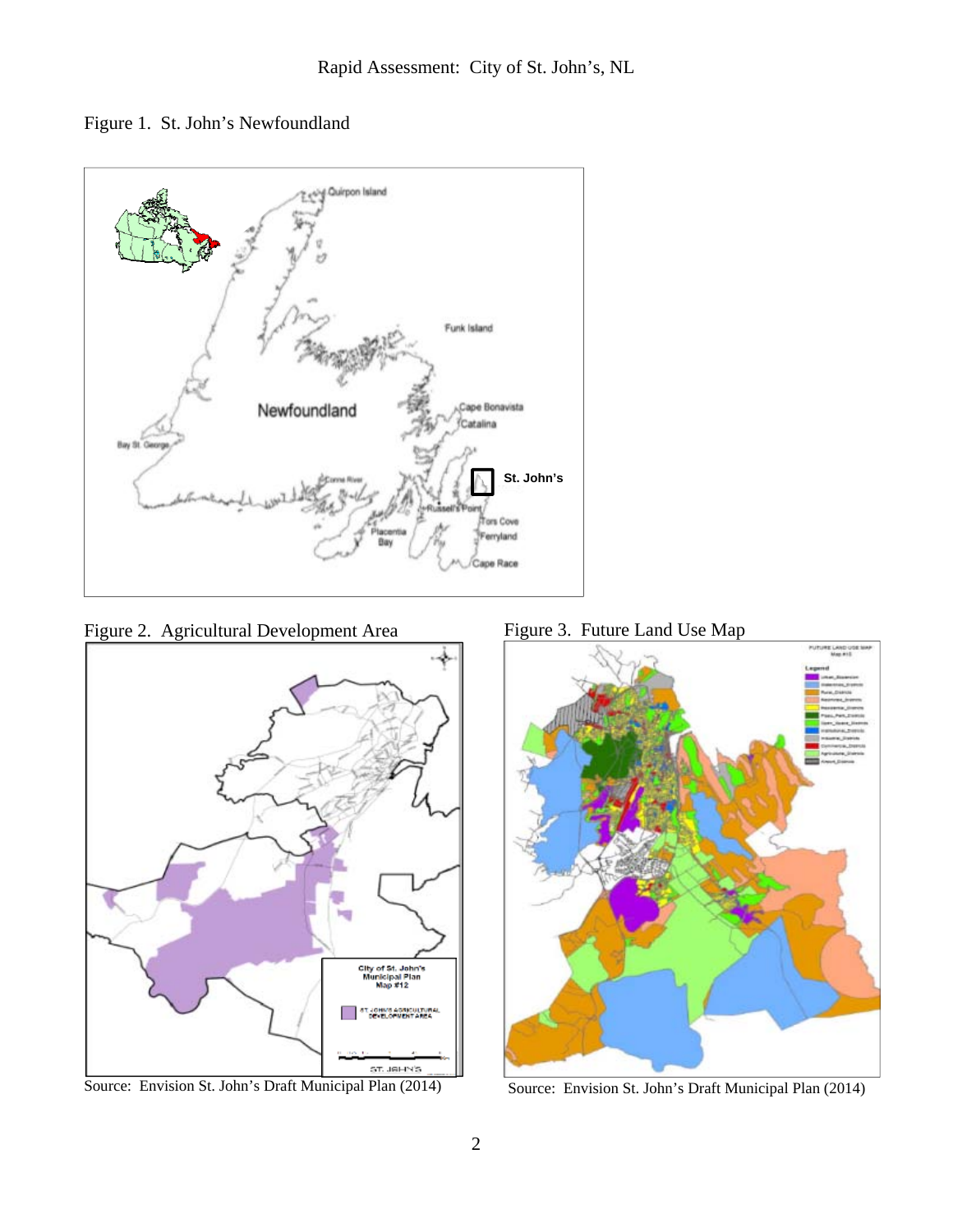Figure 1. St. John's Newfoundland

Figure 2. Agricultural Development Area

Source: Envision St. John's Draft Municipal Plan (2014)

Figure 3. Future Land Use Map

Source: Envision St. John's Draft Municipal Plan (2014)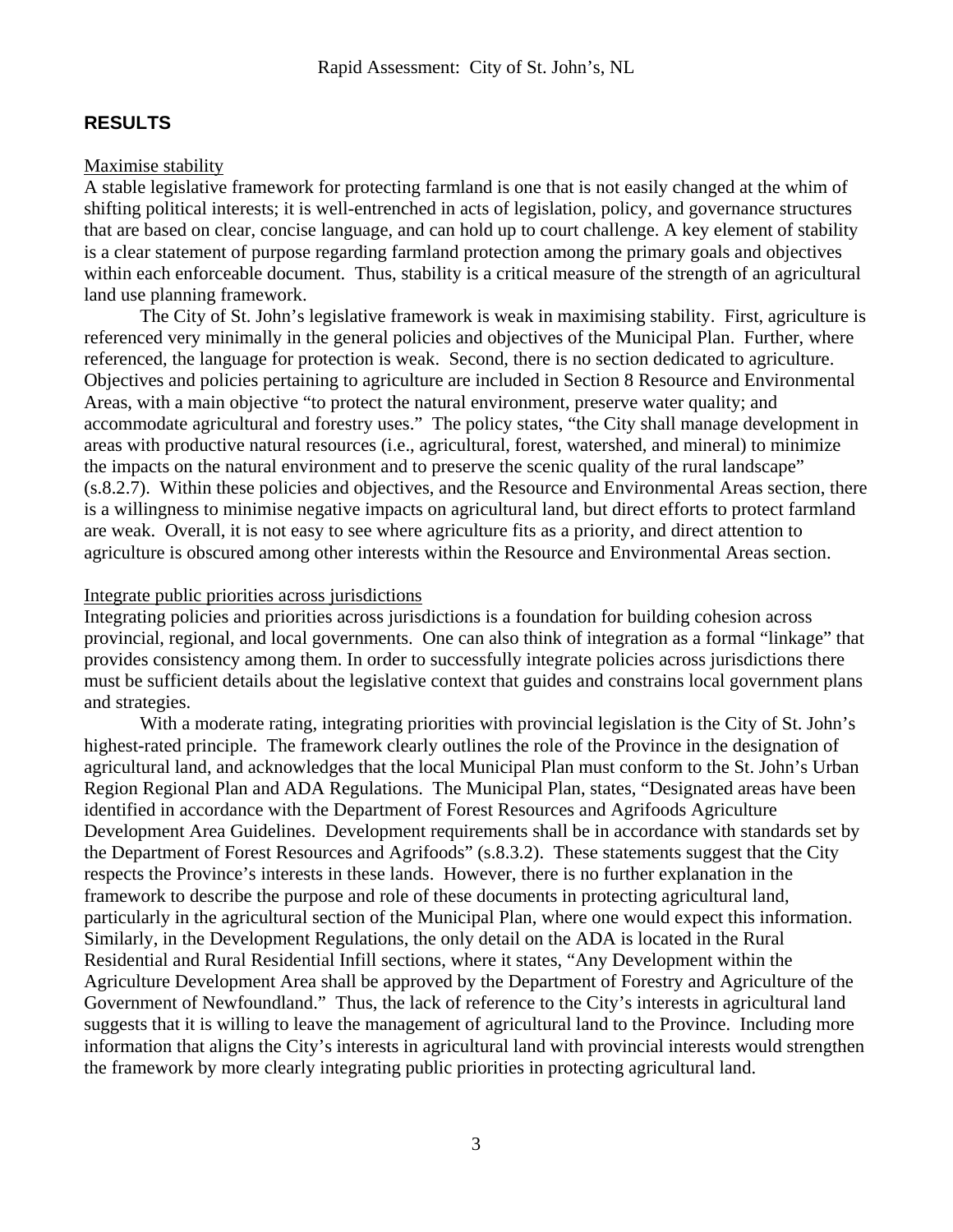## RESULTS

Maximise stability

A stable legislative framework for protecting farmland is one that is not easily changed at the whim of shifting political interests; it is well-entrenched in acts of legislation, policy, and governance structures that are based on clear, concise language, and can hold up to court challenge. A key element of stability is a clear statement of purpose regarding farmland protection among the primary goals and objectives within each enforceable document. Thus, stability is a critical measure of the strength of an agricultural land use planning framework.

The City of St. John's legislative framework is weak in maximising stability. First, agriculture is referenced very minimally in the general policies and objectives of the Municipal Plan. Further, where referenced, the language for protection is weak. Second, there is no section dedicated to agriculture. Objectives and policies pertaining to agriculture are included in Section 8 Resource and Environmental Areas, with a main objective "to protect the natural environment, preserve water quality; and accommodate agricultural and forestry uses." The policy states, "the City shall manage development in areas with productive natural resources (i.e., agricultural, forest, watershed, and mineral) to minimize the impacts on the natural environment and to preserve the scenic quality of the rural landscape" (s.8.2.7). Within these policies and objectives, and the Resource and Environmental Areas section, there is a willingness to minimise negative impacts on agricultural land, but direct efforts to protect farmland are weak. Overall, it is not easy to see where agriculture fits as a priority, and direct attention to agriculture is obscured among other interests within the Resource and Environmental Areas section.

Integrate public priorities across jurisdictions

Integrating policies and priorities across jurisdictions is a foundation for building cohesion across provincial, regional, and local governments. One can also think of integration as a formal "linkage" that provides consistency among them. In order to successfully integrate policies across jurisdictions there must be sufficient details about the legislative context that guides and constrains local government plans and strategies.

With a moderate rating, integrating priorities with provincial legislation is the City of St. John's highest-rated principle. The framework clearly outlines the role of the Province in the designation of agricultural land, and acknowledges that the local Municipal Plan must conform to the St. John's Urban Region Regional Plan and ADA Regulations. The Municipal Plan, states, "Designated areas have been identified in accordance with the Department of Forest Resources and Agrifoods Agriculture Development Area Guidelines. Development requirements shall be in accordance with standards set by the Department of Forest Resources and Agrifoods" (s.8.3.2). These statements suggest that the City respects the Province's interests in these lands. However, there is no further explanation in the framework to describe the purpose and role of these documents in protecting agricultural land, particularly in the agricultural section of the Municipal Plan, where one would expect this information. Similarly, in the Development Regulations, the only detail on the ADA is located in the Rural Residential and Rural Residential Infill sections, where it states, "Any Development within the Agriculture Development Area shall be approved by the Department of Forestry and Agriculture of the Government of Newfoundland." Thus, the lack of reference to the City's interests in agricultural land suggests that it is willing to leave the management of agricultural land to the Province. Including more information that aligns the City's interests in agricultural land with provincial interests would strengthen the framework by more clearly integrating public priorities in protecting agricultural land.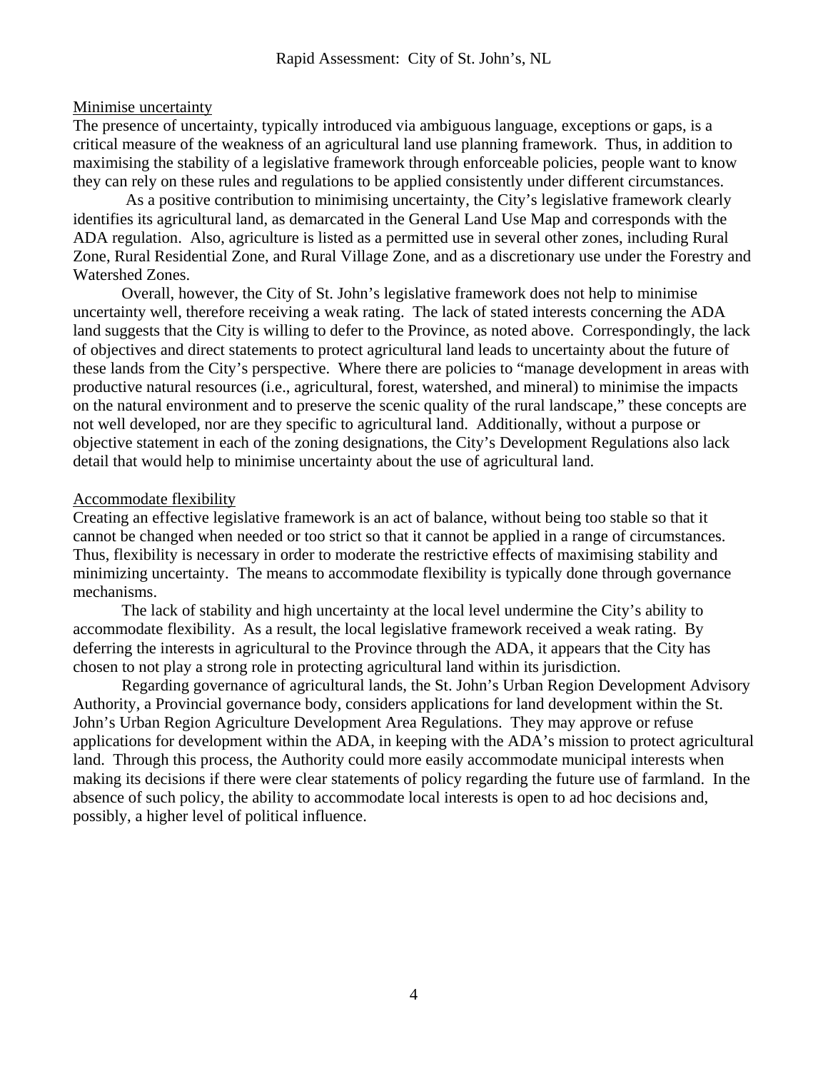### Minimise uncertainty

The presence of uncertainty, typically introduced via ambiguous language, exceptions or gaps, is a critical measure of the weakness of an agricultural land use planning framework. Thus, in addition to maximising the stability of a legislative framework through enforceable policies, people want to know they can rely on these rules and regulations to be applied consistently under different circumstances.

As a positive contribution to minimising uncertainty, the City's legislative framework clearly identifies its agricultural land, as demarcated in the General Land Use Map and corresponds with the ADA regulation. Also, agriculture is listed as a permitted use in several other zones, including Rural Zone, Rural Residential Zone, and Rural Village Zone, and as a discretionary use under the Forestry and Watershed Zones.

Overall, however, the City of St. John's legislative framework does not help to minimise uncertainty well, therefore receiving a weak rating. The lack of stated interests concerning the ADA land suggests that the City is willing to defer to the Province, as noted above. Correspondingly, the lack of objectives and direct statements to protect agricultural land leads to uncertainty about the future of these lands from the City's perspective. Where there are policies to "manage development in areas with productive natural resources (i.e., agricultural, forest, watershed, and mineral) to minimise the impacts on the natural environment and to preserve the scenic quality of the rural landscape," these concepts are not well developed, nor are they specific to agricultural land. Additionally, without a purpose or objective statement in each of the zoning designations, the City's Development Regulations also lack detail that would help to minimise uncertainty about the use of agricultural land.

### Accommodate flexibility

Creating an effective legislative framework is an act of balance, without being too stable so that it cannot be changed when needed or too strict so that it cannot be applied in a range of circumstances. Thus, flexibility is necessary in order to moderate the restrictive effects of maximising stability and minimizing uncertainty. The means to accommodate flexibility is typically done through governance mechanisms.

The lack of stability and high uncertainty at the local level undermine the City's ability to accommodate flexibility. As a result, the local legislative framework received a weak rating. By deferring the interests in agricultural to the Province through the ADA, it appears that the City has chosen to not play a strong role in protecting agricultural land within its jurisdiction.

Regarding governance of agricultural lands, the St. John's Urban Region Development Advisory Authority, a Provincial governance body, considers applications for land development within the St. John's Urban Region Agriculture Development Area Regulations. They may approve or refuse applications for development within the ADA, in keeping with the ADA's mission to protect agricultural land. Through this process, the Authority could more easily accommodate municipal interests when making its decisions if there were clear statements of policy regarding the future use of farmland. In the absence of such policy, the ability to accommodate local interests is open to ad hoc decisions and, possibly, a higher level of political influence.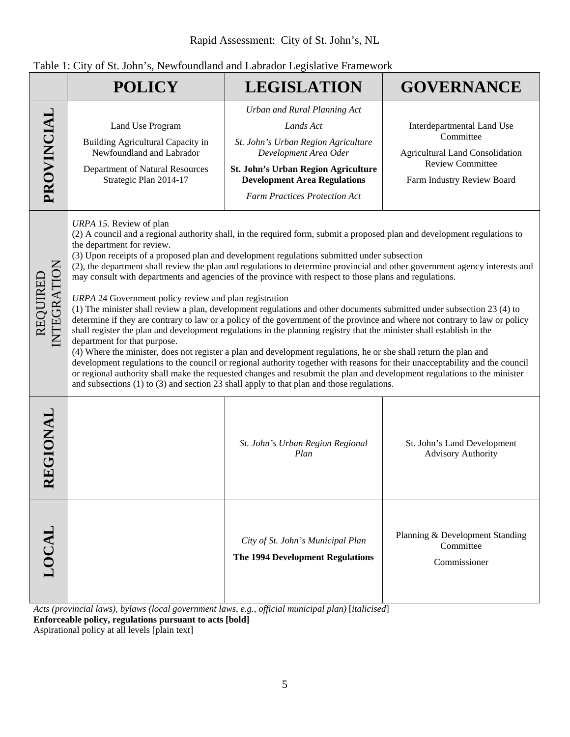Rapid Assessment: City of St. John's, NL

Table 1: City of St. John's, Newfoundland and Labrador Legislative Framework

| | **POLICY** | **LEGISLATION** | **GOVERNANCE** |
|---|---|---|---|
| **PROVINCIAL** | Land Use Program<br>Building Agricultural Capacity in Newfoundland and Labrador<br>Department of Natural Resources Strategic Plan 2014-17 | *Urban and Rural Planning Act*<br>*Lands Act*<br>*St. John's Urban Region Agriculture Development Area Oder*<br>**St. John's Urban Region Agriculture Development Area Regulations**<br>*Farm Practices Protection Act* | Interdepartmental Land Use Committee<br>Agricultural Land Consolidation Review Committee<br>Farm Industry Review Board |
| REQUIRED INTEGRATION | *URPA 15.* Review of plan<br>(2) A council and a regional authority shall, in the required form, submit a proposed plan and development regulations to the department for review.<br>(3) Upon receipts of a proposed plan and development regulations submitted under subsection (2), the department shall review the plan and regulations to determine provincial and other government agency interests and may consult with departments and agencies of the province with respect to those plans and regulations.<br><br>*URPA* 24 Government policy review and plan registration<br>(1) The minister shall review a plan, development regulations and other documents submitted under subsection 23 (4) to determine if they are contrary to law or a policy of the government of the province and where not contrary to law or policy shall register the plan and development regulations in the planning registry that the minister shall establish in the department for that purpose.<br>(4) Where the minister, does not register a plan and development regulations, he or she shall return the plan and development regulations to the council or regional authority together with reasons for their unacceptability and the council or regional authority shall make the requested changes and resubmit the plan and development regulations to the minister and subsections (1) to (3) and section 23 shall apply to that plan and those regulations. | | |
| **REGIONAL** | | *St. John's Urban Region Regional Plan* | St. John's Land Development Advisory Authority |
| **LOCAL** | | *City of St. John's Municipal Plan*<br>**The 1994 Development Regulations** | Planning & Development Standing Committee<br>Commissioner |

*Acts (provincial laws), bylaws (local government laws, e.g., official municipal plan)* [*italicised*]
**Enforceable policy, regulations pursuant to acts [bold]**
Aspirational policy at all levels [plain text]